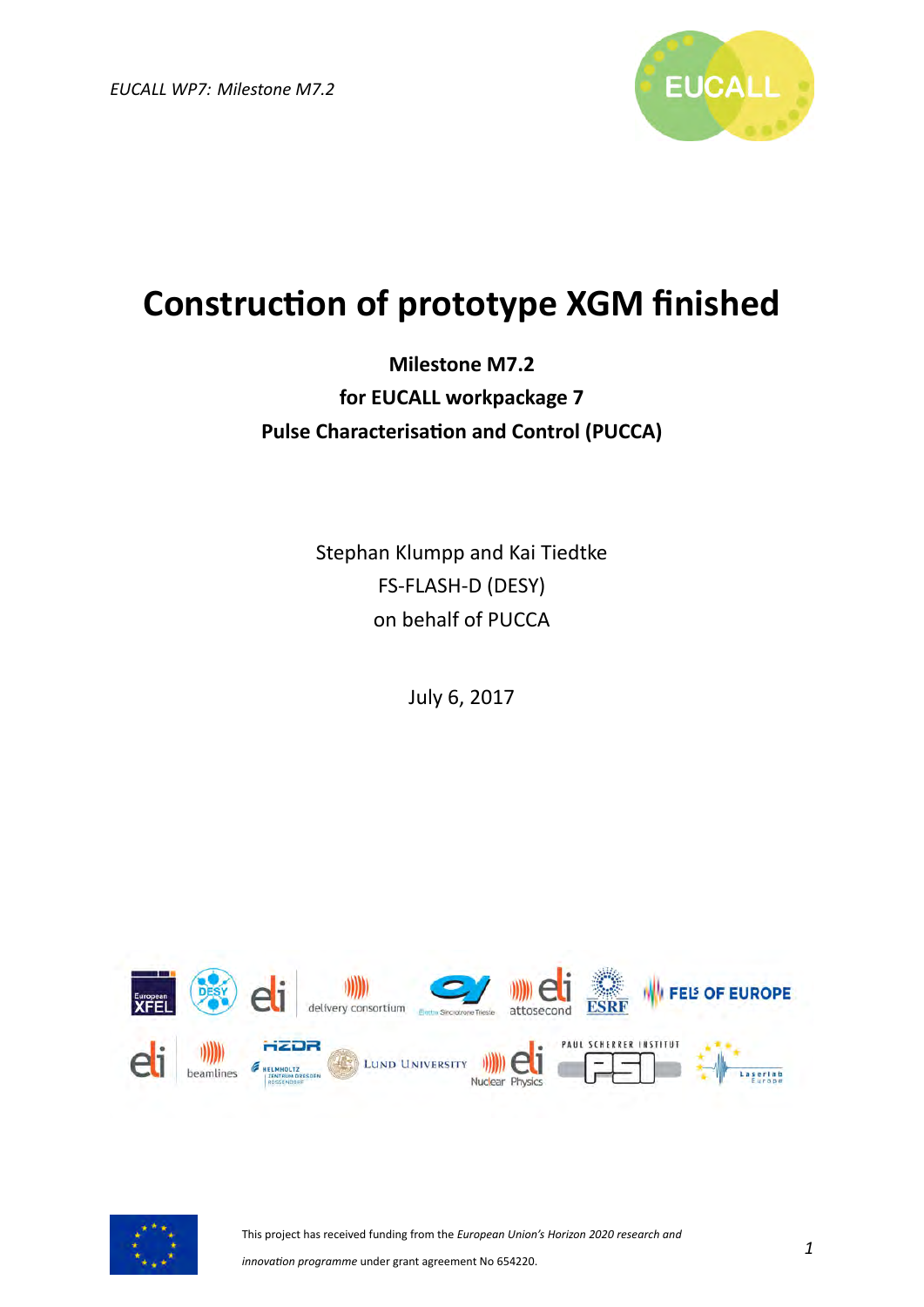# Construction of prototype XGM finished

**Milestone M7.2**

**for EUCALL workpackage 7**

**Pulse Characterisation and Control (PUCCA)**

Stephan Klumpp and Kai Tiedtke

FS-FLASH-D (DESY)

on behalf of PUCCA

July 6, 2017

This project has received funding from the *European Union's Horizon 2020 research and innovation programme* under grant agreement No 654220.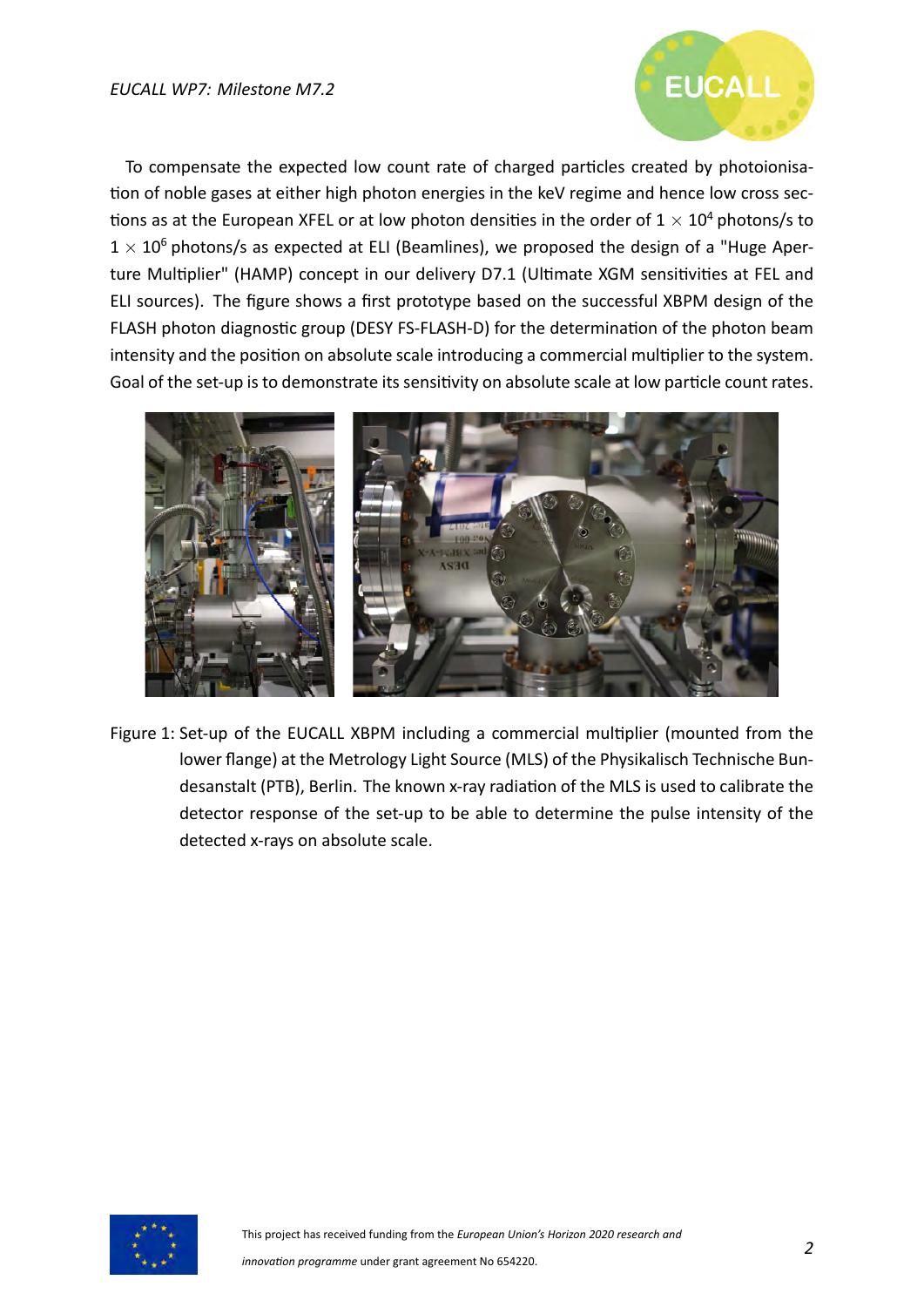To compensate the expected low count rate of charged particles created by photoionisation of noble gases at either high photon energies in the keV regime and hence low cross sections as at the European XFEL or at low photon densities in the order of $1 \times 10^4$ photons/s to $1 \times 10^6$ photons/s as expected at ELI (Beamlines), we proposed the design of a "Huge Aperture Multiplier" (HAMP) concept in our delivery D7.1 (Ultimate XGM sensitivities at FEL and ELI sources). The figure shows a first prototype based on the successful XBPM design of the FLASH photon diagnostic group (DESY FS-FLASH-D) for the determination of the photon beam intensity and the position on absolute scale introducing a commercial multiplier to the system. Goal of the set-up is to demonstrate its sensitivity on absolute scale at low particle count rates.

Figure 1: Set-up of the EUCALL XBPM including a commercial multiplier (mounted from the lower flange) at the Metrology Light Source (MLS) of the Physikalisch Technische Bundesanstalt (PTB), Berlin. The known x-ray radiation of the MLS is used to calibrate the detector response of the set-up to be able to determine the pulse intensity of the detected x-rays on absolute scale.

This project has received funding from the *European Union's Horizon 2020 research and innovation programme* under grant agreement No 654220.